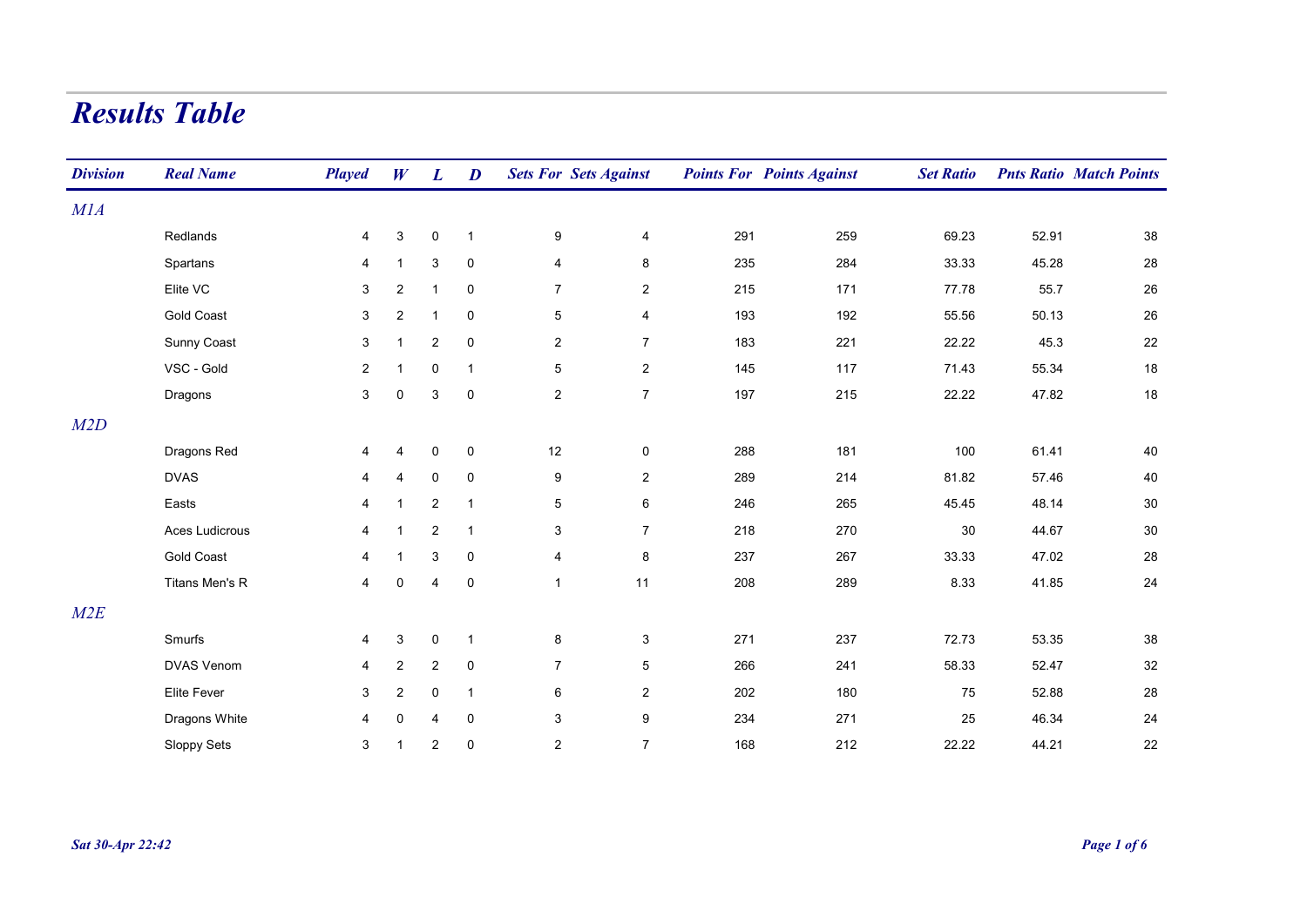# Results Table

| Division | Real Name | Played | W | L | D | Sets For | Sets Against | Points For | Points Against | Set Ratio | Pnts Ratio | Match Points |
|---|---|---|---|---|---|---|---|---|---|---|---|---|
| *M1A* | | | | | | | | | | | | |
| | Redlands | 4 | 3 | 0 | 1 | 9 | 4 | 291 | 259 | 69.23 | 52.91 | 38 |
| | Spartans | 4 | 1 | 3 | 0 | 4 | 8 | 235 | 284 | 33.33 | 45.28 | 28 |
| | Elite VC | 3 | 2 | 1 | 0 | 7 | 2 | 215 | 171 | 77.78 | 55.7 | 26 |
| | Gold Coast | 3 | 2 | 1 | 0 | 5 | 4 | 193 | 192 | 55.56 | 50.13 | 26 |
| | Sunny Coast | 3 | 1 | 2 | 0 | 2 | 7 | 183 | 221 | 22.22 | 45.3 | 22 |
| | VSC - Gold | 2 | 1 | 0 | 1 | 5 | 2 | 145 | 117 | 71.43 | 55.34 | 18 |
| | Dragons | 3 | 0 | 3 | 0 | 2 | 7 | 197 | 215 | 22.22 | 47.82 | 18 |
| *M2D* | | | | | | | | | | | | |
| | Dragons Red | 4 | 4 | 0 | 0 | 12 | 0 | 288 | 181 | 100 | 61.41 | 40 |
| | DVAS | 4 | 4 | 0 | 0 | 9 | 2 | 289 | 214 | 81.82 | 57.46 | 40 |
| | Easts | 4 | 1 | 2 | 1 | 5 | 6 | 246 | 265 | 45.45 | 48.14 | 30 |
| | Aces Ludicrous | 4 | 1 | 2 | 1 | 3 | 7 | 218 | 270 | 30 | 44.67 | 30 |
| | Gold Coast | 4 | 1 | 3 | 0 | 4 | 8 | 237 | 267 | 33.33 | 47.02 | 28 |
| | Titans Men's R | 4 | 0 | 4 | 0 | 1 | 11 | 208 | 289 | 8.33 | 41.85 | 24 |
| *M2E* | | | | | | | | | | | | |
| | Smurfs | 4 | 3 | 0 | 1 | 8 | 3 | 271 | 237 | 72.73 | 53.35 | 38 |
| | DVAS Venom | 4 | 2 | 2 | 0 | 7 | 5 | 266 | 241 | 58.33 | 52.47 | 32 |
| | Elite Fever | 3 | 2 | 0 | 1 | 6 | 2 | 202 | 180 | 75 | 52.88 | 28 |
| | Dragons White | 4 | 0 | 4 | 0 | 3 | 9 | 234 | 271 | 25 | 46.34 | 24 |
| | Sloppy Sets | 3 | 1 | 2 | 0 | 2 | 7 | 168 | 212 | 22.22 | 44.21 | 22 |

*Sat 30-Apr 22:42*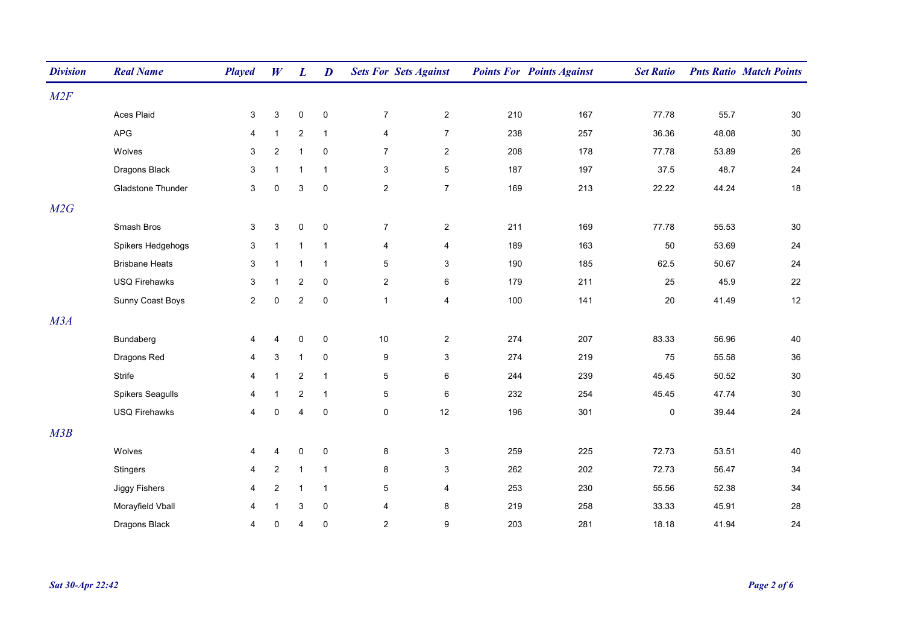| Division | Real Name | Played | W | L | D | Sets For | Sets Against | Points For | Points Against | Set Ratio | Pnts Ratio | Match Points |
|---|---|---|---|---|---|---|---|---|---|---|---|---|
| *M2F* | | | | | | | | | | | | |
| | Aces Plaid | 3 | 3 | 0 | 0 | 7 | 2 | 210 | 167 | 77.78 | 55.7 | 30 |
| | APG | 4 | 1 | 2 | 1 | 4 | 7 | 238 | 257 | 36.36 | 48.08 | 30 |
| | Wolves | 3 | 2 | 1 | 0 | 7 | 2 | 208 | 178 | 77.78 | 53.89 | 26 |
| | Dragons Black | 3 | 1 | 1 | 1 | 3 | 5 | 187 | 197 | 37.5 | 48.7 | 24 |
| | Gladstone Thunder | 3 | 0 | 3 | 0 | 2 | 7 | 169 | 213 | 22.22 | 44.24 | 18 |
| *M2G* | | | | | | | | | | | | |
| | Smash Bros | 3 | 3 | 0 | 0 | 7 | 2 | 211 | 169 | 77.78 | 55.53 | 30 |
| | Spikers Hedgehogs | 3 | 1 | 1 | 1 | 4 | 4 | 189 | 163 | 50 | 53.69 | 24 |
| | Brisbane Heats | 3 | 1 | 1 | 1 | 5 | 3 | 190 | 185 | 62.5 | 50.67 | 24 |
| | USQ Firehawks | 3 | 1 | 2 | 0 | 2 | 6 | 179 | 211 | 25 | 45.9 | 22 |
| | Sunny Coast Boys | 2 | 0 | 2 | 0 | 1 | 4 | 100 | 141 | 20 | 41.49 | 12 |
| *M3A* | | | | | | | | | | | | |
| | Bundaberg | 4 | 4 | 0 | 0 | 10 | 2 | 274 | 207 | 83.33 | 56.96 | 40 |
| | Dragons Red | 4 | 3 | 1 | 0 | 9 | 3 | 274 | 219 | 75 | 55.58 | 36 |
| | Strife | 4 | 1 | 2 | 1 | 5 | 6 | 244 | 239 | 45.45 | 50.52 | 30 |
| | Spikers Seagulls | 4 | 1 | 2 | 1 | 5 | 6 | 232 | 254 | 45.45 | 47.74 | 30 |
| | USQ Firehawks | 4 | 0 | 4 | 0 | 0 | 12 | 196 | 301 | 0 | 39.44 | 24 |
| *M3B* | | | | | | | | | | | | |
| | Wolves | 4 | 4 | 0 | 0 | 8 | 3 | 259 | 225 | 72.73 | 53.51 | 40 |
| | Stingers | 4 | 2 | 1 | 1 | 8 | 3 | 262 | 202 | 72.73 | 56.47 | 34 |
| | Jiggy Fishers | 4 | 2 | 1 | 1 | 5 | 4 | 253 | 230 | 55.56 | 52.38 | 34 |
| | Morayfield Vball | 4 | 1 | 3 | 0 | 4 | 8 | 219 | 258 | 33.33 | 45.91 | 28 |
| | Dragons Black | 4 | 0 | 4 | 0 | 2 | 9 | 203 | 281 | 18.18 | 41.94 | 24 |

*Sat 30-Apr 22:42*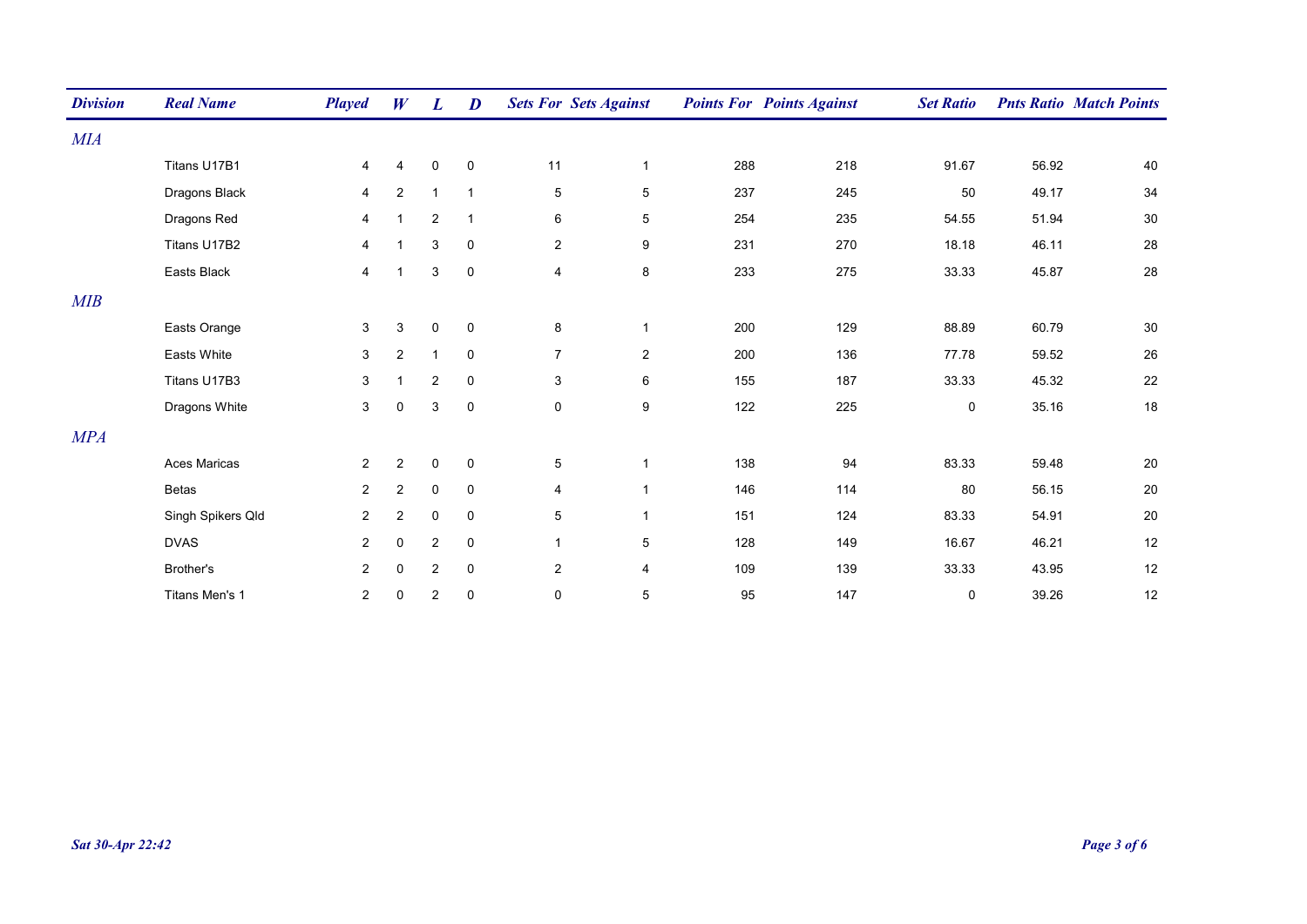| *Division* | *Real Name* | *Played* | *W* | *L* | *D* | *Sets For* | *Sets Against* | *Points For* | *Points Against* | *Set Ratio* | *Pnts Ratio* | *Match Points* |
|---|---|---|---|---|---|---|---|---|---|---|---|---|
| *MIA* | | | | | | | | | | | | |
| | Titans U17B1 | 4 | 4 | 0 | 0 | 11 | 1 | 288 | 218 | 91.67 | 56.92 | 40 |
| | Dragons Black | 4 | 2 | 1 | 1 | 5 | 5 | 237 | 245 | 50 | 49.17 | 34 |
| | Dragons Red | 4 | 1 | 2 | 1 | 6 | 5 | 254 | 235 | 54.55 | 51.94 | 30 |
| | Titans U17B2 | 4 | 1 | 3 | 0 | 2 | 9 | 231 | 270 | 18.18 | 46.11 | 28 |
| | Easts Black | 4 | 1 | 3 | 0 | 4 | 8 | 233 | 275 | 33.33 | 45.87 | 28 |
| *MIB* | | | | | | | | | | | | |
| | Easts Orange | 3 | 3 | 0 | 0 | 8 | 1 | 200 | 129 | 88.89 | 60.79 | 30 |
| | Easts White | 3 | 2 | 1 | 0 | 7 | 2 | 200 | 136 | 77.78 | 59.52 | 26 |
| | Titans U17B3 | 3 | 1 | 2 | 0 | 3 | 6 | 155 | 187 | 33.33 | 45.32 | 22 |
| | Dragons White | 3 | 0 | 3 | 0 | 0 | 9 | 122 | 225 | 0 | 35.16 | 18 |
| *MPA* | | | | | | | | | | | | |
| | Aces Maricas | 2 | 2 | 0 | 0 | 5 | 1 | 138 | 94 | 83.33 | 59.48 | 20 |
| | Betas | 2 | 2 | 0 | 0 | 4 | 1 | 146 | 114 | 80 | 56.15 | 20 |
| | Singh Spikers Qld | 2 | 2 | 0 | 0 | 5 | 1 | 151 | 124 | 83.33 | 54.91 | 20 |
| | DVAS | 2 | 0 | 2 | 0 | 1 | 5 | 128 | 149 | 16.67 | 46.21 | 12 |
| | Brother's | 2 | 0 | 2 | 0 | 2 | 4 | 109 | 139 | 33.33 | 43.95 | 12 |
| | Titans Men's 1 | 2 | 0 | 2 | 0 | 0 | 5 | 95 | 147 | 0 | 39.26 | 12 |

*Sat 30-Apr 22:42*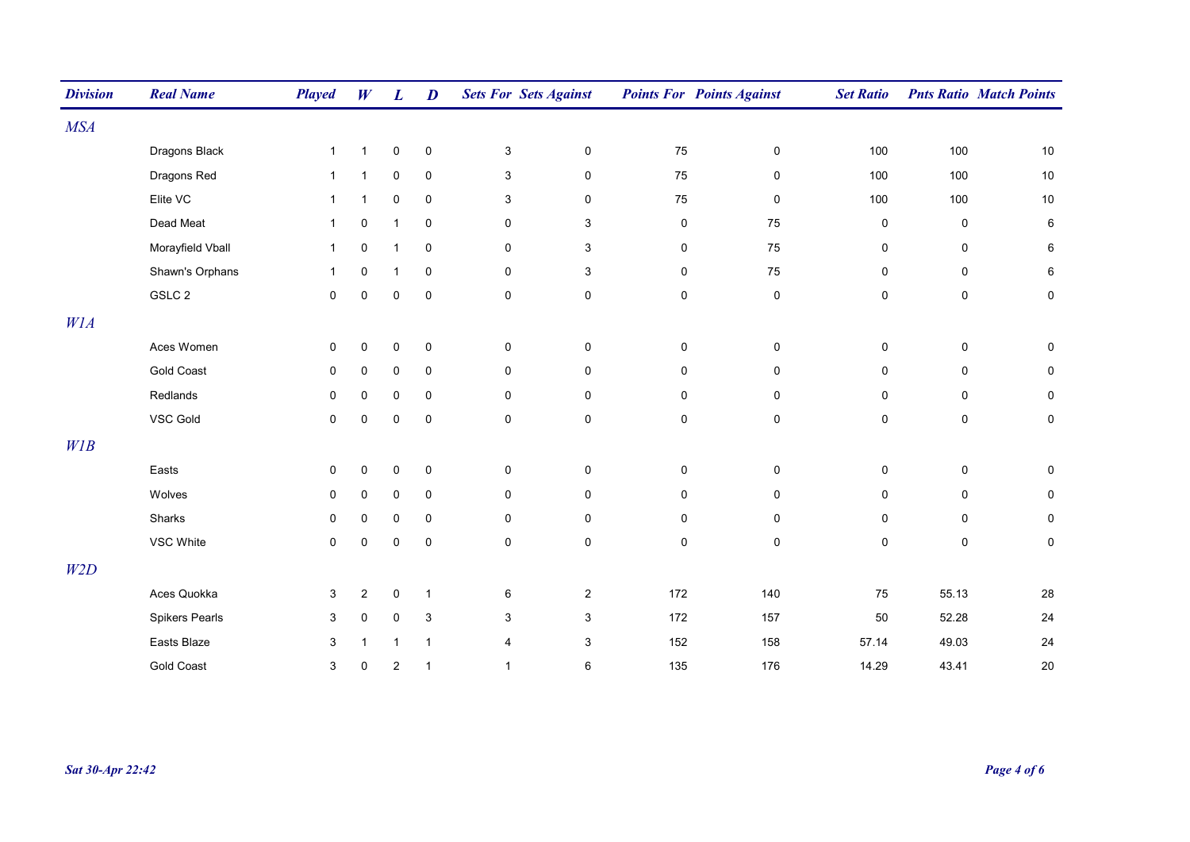| Division | Real Name | Played | W | L | D | Sets For | Sets Against | Points For | Points Against | Set Ratio | Pnts Ratio | Match Points |
|---|---|---|---|---|---|---|---|---|---|---|---|---|
| *MSA* | | | | | | | | | | | | |
| | Dragons Black | 1 | 1 | 0 | 0 | 3 | 0 | 75 | 0 | 100 | 100 | 10 |
| | Dragons Red | 1 | 1 | 0 | 0 | 3 | 0 | 75 | 0 | 100 | 100 | 10 |
| | Elite VC | 1 | 1 | 0 | 0 | 3 | 0 | 75 | 0 | 100 | 100 | 10 |
| | Dead Meat | 1 | 0 | 1 | 0 | 0 | 3 | 0 | 75 | 0 | 0 | 6 |
| | Morayfield Vball | 1 | 0 | 1 | 0 | 0 | 3 | 0 | 75 | 0 | 0 | 6 |
| | Shawn's Orphans | 1 | 0 | 1 | 0 | 0 | 3 | 0 | 75 | 0 | 0 | 6 |
| | GSLC 2 | 0 | 0 | 0 | 0 | 0 | 0 | 0 | 0 | 0 | 0 | 0 |
| *W1A* | | | | | | | | | | | | |
| | Aces Women | 0 | 0 | 0 | 0 | 0 | 0 | 0 | 0 | 0 | 0 | 0 |
| | Gold Coast | 0 | 0 | 0 | 0 | 0 | 0 | 0 | 0 | 0 | 0 | 0 |
| | Redlands | 0 | 0 | 0 | 0 | 0 | 0 | 0 | 0 | 0 | 0 | 0 |
| | VSC Gold | 0 | 0 | 0 | 0 | 0 | 0 | 0 | 0 | 0 | 0 | 0 |
| *W1B* | | | | | | | | | | | | |
| | Easts | 0 | 0 | 0 | 0 | 0 | 0 | 0 | 0 | 0 | 0 | 0 |
| | Wolves | 0 | 0 | 0 | 0 | 0 | 0 | 0 | 0 | 0 | 0 | 0 |
| | Sharks | 0 | 0 | 0 | 0 | 0 | 0 | 0 | 0 | 0 | 0 | 0 |
| | VSC White | 0 | 0 | 0 | 0 | 0 | 0 | 0 | 0 | 0 | 0 | 0 |
| *W2D* | | | | | | | | | | | | |
| | Aces Quokka | 3 | 2 | 0 | 1 | 6 | 2 | 172 | 140 | 75 | 55.13 | 28 |
| | Spikers Pearls | 3 | 0 | 0 | 3 | 3 | 3 | 172 | 157 | 50 | 52.28 | 24 |
| | Easts Blaze | 3 | 1 | 1 | 1 | 4 | 3 | 152 | 158 | 57.14 | 49.03 | 24 |
| | Gold Coast | 3 | 0 | 2 | 1 | 1 | 6 | 135 | 176 | 14.29 | 43.41 | 20 |

*Sat 30-Apr 22:42*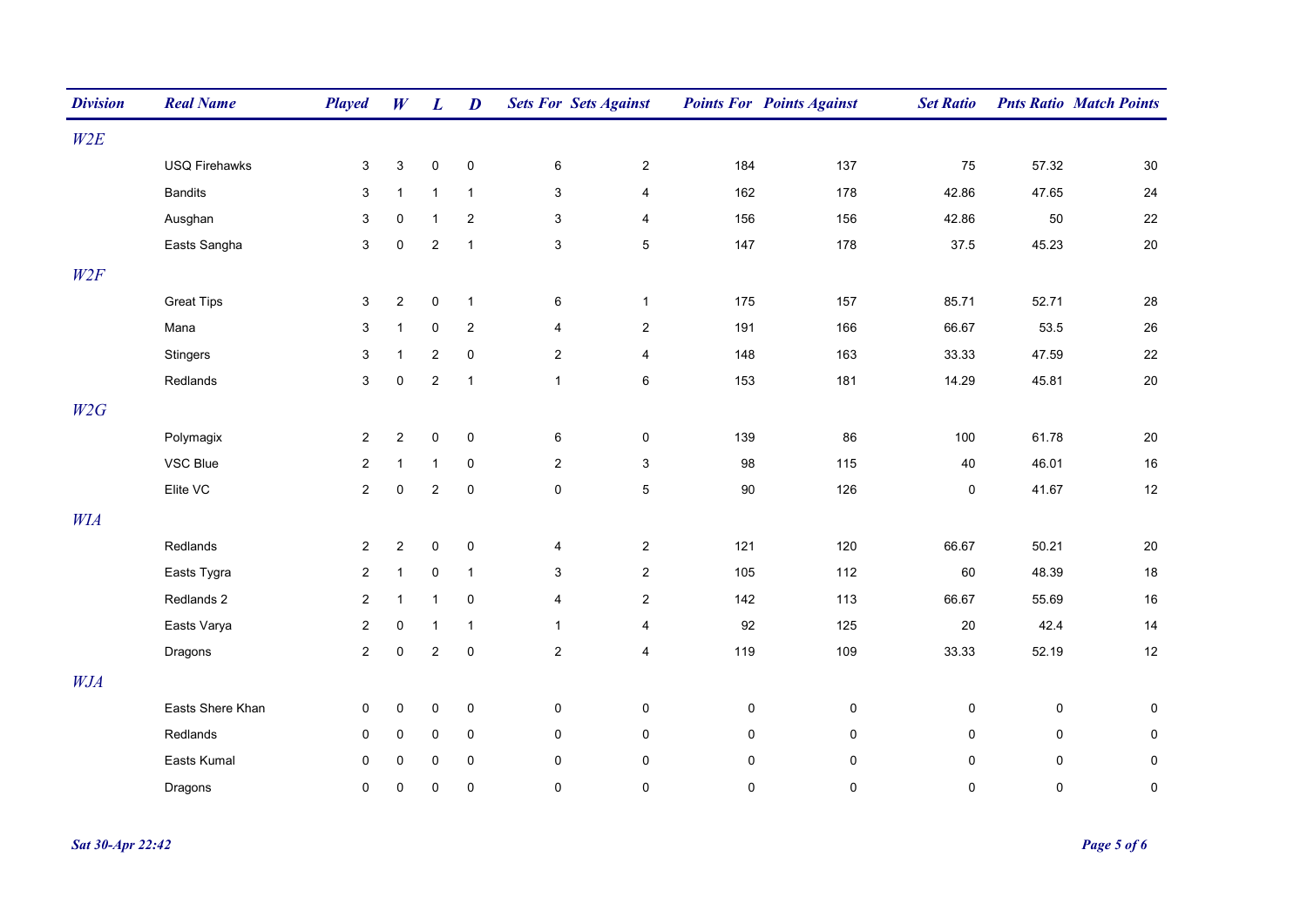| Division | Real Name | Played | W | L | D | Sets For | Sets Against | Points For | Points Against | Set Ratio | Pnts Ratio | Match Points |
|---|---|---|---|---|---|---|---|---|---|---|---|---|
| *W2E* | | | | | | | | | | | | |
| | USQ Firehawks | 3 | 3 | 0 | 0 | 6 | 2 | 184 | 137 | 75 | 57.32 | 30 |
| | Bandits | 3 | 1 | 1 | 1 | 3 | 4 | 162 | 178 | 42.86 | 47.65 | 24 |
| | Ausghan | 3 | 0 | 1 | 2 | 3 | 4 | 156 | 156 | 42.86 | 50 | 22 |
| | Easts Sangha | 3 | 0 | 2 | 1 | 3 | 5 | 147 | 178 | 37.5 | 45.23 | 20 |
| *W2F* | | | | | | | | | | | | |
| | Great Tips | 3 | 2 | 0 | 1 | 6 | 1 | 175 | 157 | 85.71 | 52.71 | 28 |
| | Mana | 3 | 1 | 0 | 2 | 4 | 2 | 191 | 166 | 66.67 | 53.5 | 26 |
| | Stingers | 3 | 1 | 2 | 0 | 2 | 4 | 148 | 163 | 33.33 | 47.59 | 22 |
| | Redlands | 3 | 0 | 2 | 1 | 1 | 6 | 153 | 181 | 14.29 | 45.81 | 20 |
| *W2G* | | | | | | | | | | | | |
| | Polymagix | 2 | 2 | 0 | 0 | 6 | 0 | 139 | 86 | 100 | 61.78 | 20 |
| | VSC Blue | 2 | 1 | 1 | 0 | 2 | 3 | 98 | 115 | 40 | 46.01 | 16 |
| | Elite VC | 2 | 0 | 2 | 0 | 0 | 5 | 90 | 126 | 0 | 41.67 | 12 |
| *WIA* | | | | | | | | | | | | |
| | Redlands | 2 | 2 | 0 | 0 | 4 | 2 | 121 | 120 | 66.67 | 50.21 | 20 |
| | Easts Tygra | 2 | 1 | 0 | 1 | 3 | 2 | 105 | 112 | 60 | 48.39 | 18 |
| | Redlands 2 | 2 | 1 | 1 | 0 | 4 | 2 | 142 | 113 | 66.67 | 55.69 | 16 |
| | Easts Varya | 2 | 0 | 1 | 1 | 1 | 4 | 92 | 125 | 20 | 42.4 | 14 |
| | Dragons | 2 | 0 | 2 | 0 | 2 | 4 | 119 | 109 | 33.33 | 52.19 | 12 |
| *WJA* | | | | | | | | | | | | |
| | Easts Shere Khan | 0 | 0 | 0 | 0 | 0 | 0 | 0 | 0 | 0 | 0 | 0 |
| | Redlands | 0 | 0 | 0 | 0 | 0 | 0 | 0 | 0 | 0 | 0 | 0 |
| | Easts Kumal | 0 | 0 | 0 | 0 | 0 | 0 | 0 | 0 | 0 | 0 | 0 |
| | Dragons | 0 | 0 | 0 | 0 | 0 | 0 | 0 | 0 | 0 | 0 | 0 |

*Sat 30-Apr 22:42*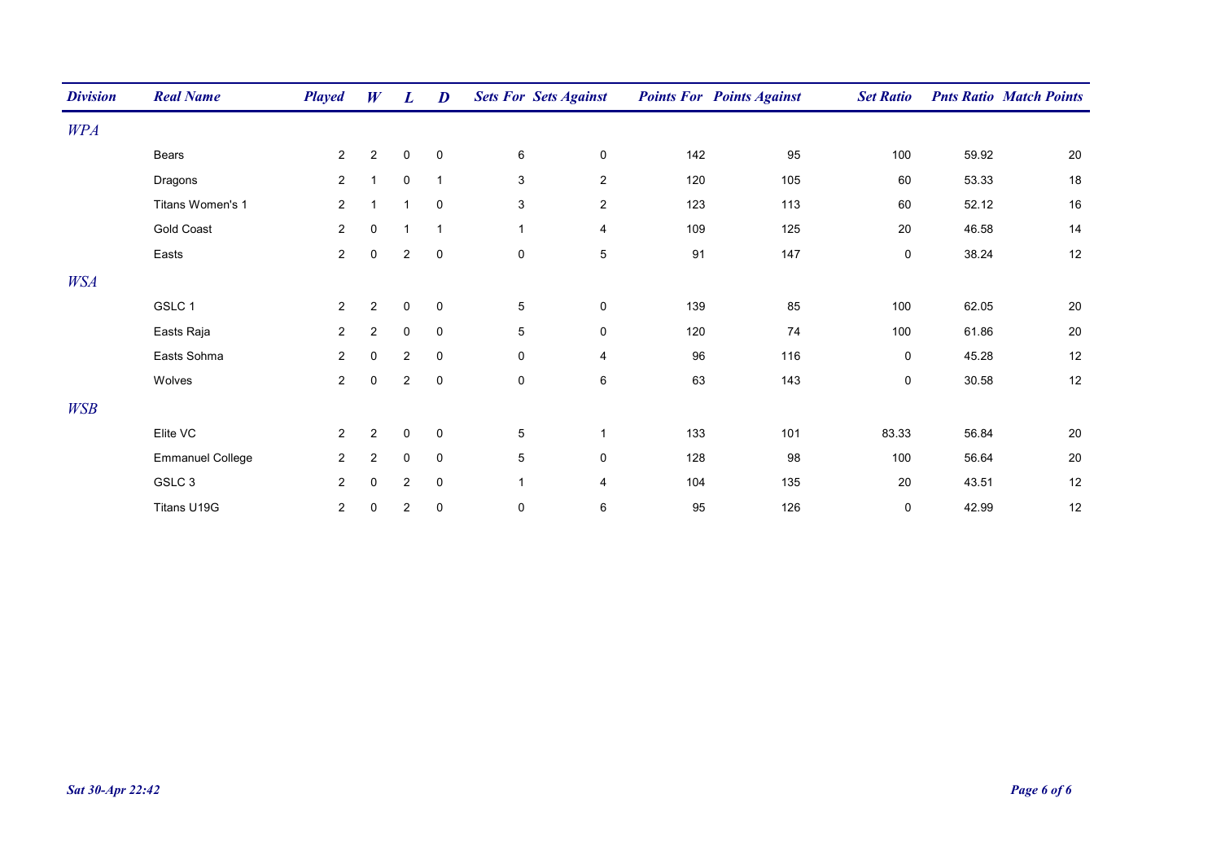| Division | Real Name | Played | W | L | D | Sets For | Sets Against | Points For | Points Against | Set Ratio | Pnts Ratio | Match Points |
|---|---|---|---|---|---|---|---|---|---|---|---|---|
| *WPA* | | | | | | | | | | | | |
| | Bears | 2 | 2 | 0 | 0 | 6 | 0 | 142 | 95 | 100 | 59.92 | 20 |
| | Dragons | 2 | 1 | 0 | 1 | 3 | 2 | 120 | 105 | 60 | 53.33 | 18 |
| | Titans Women's 1 | 2 | 1 | 1 | 0 | 3 | 2 | 123 | 113 | 60 | 52.12 | 16 |
| | Gold Coast | 2 | 0 | 1 | 1 | 1 | 4 | 109 | 125 | 20 | 46.58 | 14 |
| | Easts | 2 | 0 | 2 | 0 | 0 | 5 | 91 | 147 | 0 | 38.24 | 12 |
| *WSA* | | | | | | | | | | | | |
| | GSLC 1 | 2 | 2 | 0 | 0 | 5 | 0 | 139 | 85 | 100 | 62.05 | 20 |
| | Easts Raja | 2 | 2 | 0 | 0 | 5 | 0 | 120 | 74 | 100 | 61.86 | 20 |
| | Easts Sohma | 2 | 0 | 2 | 0 | 0 | 4 | 96 | 116 | 0 | 45.28 | 12 |
| | Wolves | 2 | 0 | 2 | 0 | 0 | 6 | 63 | 143 | 0 | 30.58 | 12 |
| *WSB* | | | | | | | | | | | | |
| | Elite VC | 2 | 2 | 0 | 0 | 5 | 1 | 133 | 101 | 83.33 | 56.84 | 20 |
| | Emmanuel College | 2 | 2 | 0 | 0 | 5 | 0 | 128 | 98 | 100 | 56.64 | 20 |
| | GSLC 3 | 2 | 0 | 2 | 0 | 1 | 4 | 104 | 135 | 20 | 43.51 | 12 |
| | Titans U19G | 2 | 0 | 2 | 0 | 0 | 6 | 95 | 126 | 0 | 42.99 | 12 |

*Sat 30-Apr 22:42*